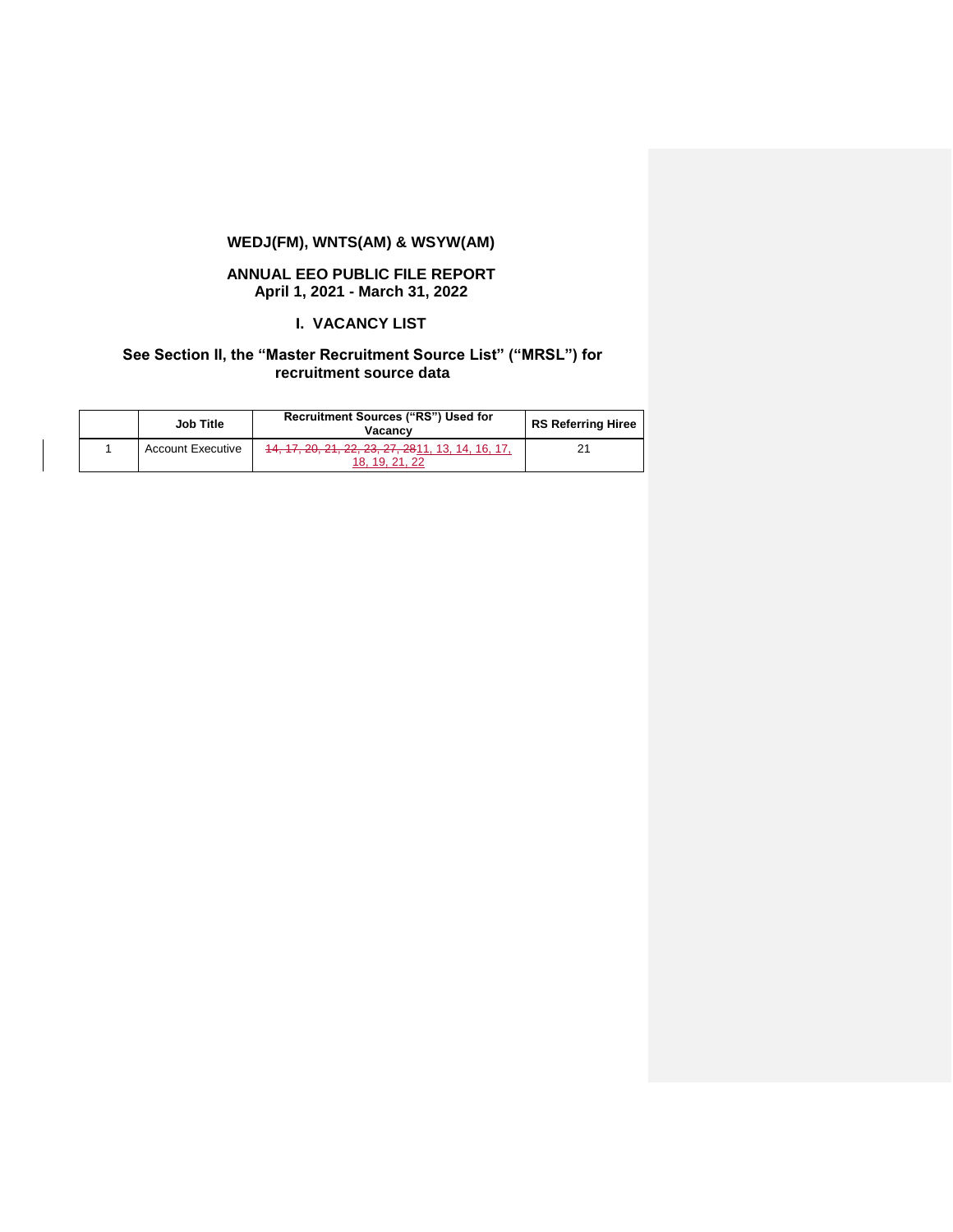**WEDJ(FM), WNTS(AM) & WSYW(AM)**

**ANNUAL EEO PUBLIC FILE REPORT**
**April 1, 2021 - March 31, 2022**

## I. VACANCY LIST

**See Section II, the "Master Recruitment Source List" ("MRSL") for recruitment source data**

| | Job Title | Recruitment Sources ("RS") Used for Vacancy | RS Referring Hiree |
|---|---|---|---|
| 1 | Account Executive | ~~14, 17, 20, 21, 22, 23, 27, 28~~11, 13, 14, 16, 17, 18, 19, 21, 22 | 21 |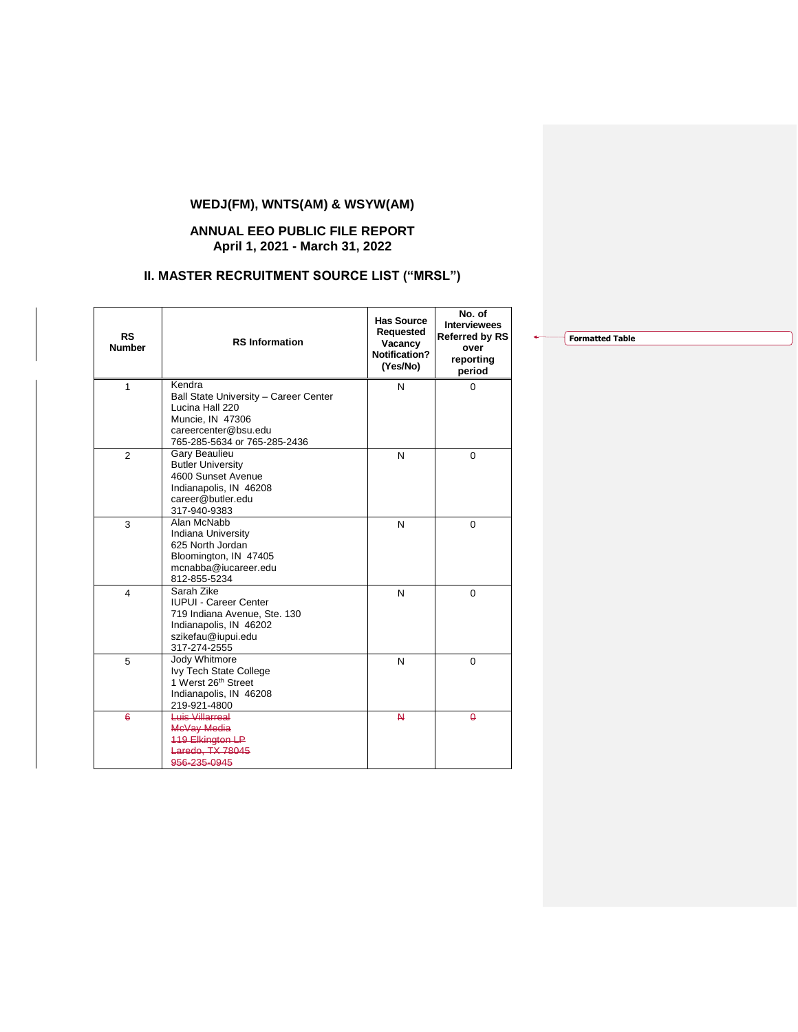## WEDJ(FM), WNTS(AM) & WSYW(AM)

## ANNUAL EEO PUBLIC FILE REPORT
## April 1, 2021 - March 31, 2022

## II. MASTER RECRUITMENT SOURCE LIST ("MRSL")

| RS Number | RS Information | Has Source Requested Vacancy Notification? (Yes/No) | No. of Interviewees Referred by RS over reporting period |
|---|---|---|---|
| 1 | Kendra<br>Ball State University – Career Center<br>Lucina Hall 220<br>Muncie, IN 47306<br>careercenter@bsu.edu<br>765-285-5634 or 765-285-2436 | N | 0 |
| 2 | Gary Beaulieu<br>Butler University<br>4600 Sunset Avenue<br>Indianapolis, IN 46208<br>career@butler.edu<br>317-940-9383 | N | 0 |
| 3 | Alan McNabb<br>Indiana University<br>625 North Jordan<br>Bloomington, IN 47405<br>mcnabba@iucareer.edu<br>812-855-5234 | N | 0 |
| 4 | Sarah Zike<br>IUPUI - Career Center<br>719 Indiana Avenue, Ste. 130<br>Indianapolis, IN 46202<br>szikefau@iupui.edu<br>317-274-2555 | N | 0 |
| 5 | Jody Whitmore<br>Ivy Tech State College<br>1 Werst 26th Street<br>Indianapolis, IN 46208<br>219-921-4800 | N | 0 |
| ~~6~~ | ~~Luis Villarreal~~<br>~~McVay Media~~<br>~~119 Elkington LP~~<br>~~Laredo, TX 78045~~<br>~~956-235-0945~~ | ~~N~~ | ~~0~~ |

Formatted Table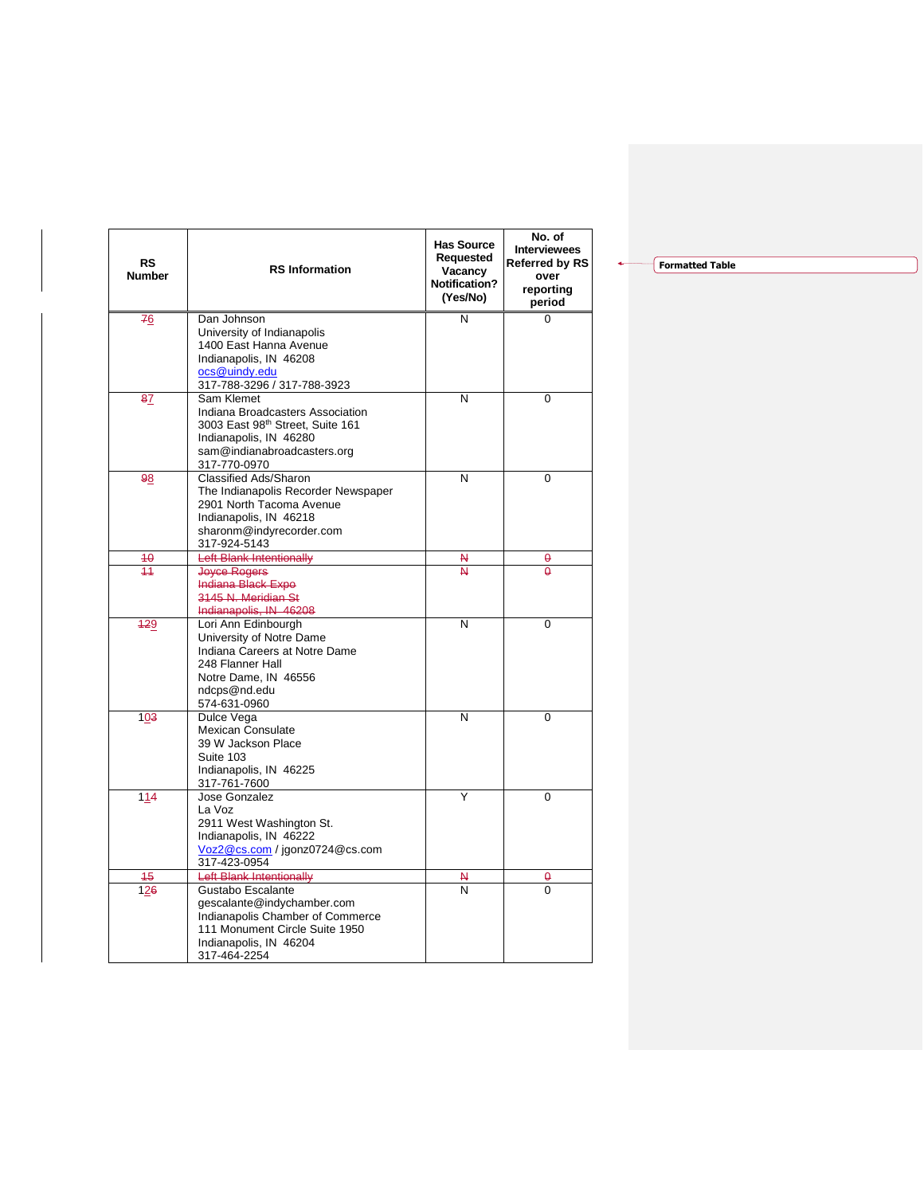| RS Number | RS Information | Has Source Requested Vacancy Notification? (Yes/No) | No. of Interviewees Referred by RS over reporting period |
|---|---|---|---|
| ~~7~~6 | Dan Johnson<br>University of Indianapolis<br>1400 East Hanna Avenue<br>Indianapolis, IN 46208<br>ocs@uindy.edu<br>317-788-3296 / 317-788-3923 | N | 0 |
| ~~8~~7 | Sam Klemet<br>Indiana Broadcasters Association<br>3003 East 98th Street, Suite 161<br>Indianapolis, IN 46280<br>sam@indianabroadcasters.org<br>317-770-0970 | N | 0 |
| ~~9~~8 | Classified Ads/Sharon<br>The Indianapolis Recorder Newspaper<br>2901 North Tacoma Avenue<br>Indianapolis, IN 46218<br>sharonm@indyrecorder.com<br>317-924-5143 | N | 0 |
| ~~10~~ | ~~Left Blank Intentionally~~ | ~~N~~ | ~~0~~ |
| ~~11~~ | ~~Joyce Rogers~~<br>~~Indiana Black Expo~~<br>~~3145 N. Meridian St~~<br>~~Indianapolis, IN 46208~~ | ~~N~~ | ~~0~~ |
| ~~12~~9 | Lori Ann Edinbourgh<br>University of Notre Dame<br>Indiana Careers at Notre Dame<br>248 Flanner Hall<br>Notre Dame, IN 46556<br>ndcps@nd.edu<br>574-631-0960 | N | 0 |
| 10~~3~~ | Dulce Vega<br>Mexican Consulate<br>39 W Jackson Place<br>Suite 103<br>Indianapolis, IN 46225<br>317-761-7600 | N | 0 |
| 11~~4~~ | Jose Gonzalez<br>La Voz<br>2911 West Washington St.<br>Indianapolis, IN 46222<br>Voz2@cs.com / jgonz0724@cs.com<br>317-423-0954 | Y | 0 |
| ~~15~~ | ~~Left Blank Intentionally~~ | ~~N~~ | ~~0~~ |
| 12~~6~~ | Gustabo Escalante<br>gescalante@indychamber.com<br>Indianapolis Chamber of Commerce<br>111 Monument Circle Suite 1950<br>Indianapolis, IN 46204<br>317-464-2254 | N | 0 |

Formatted Table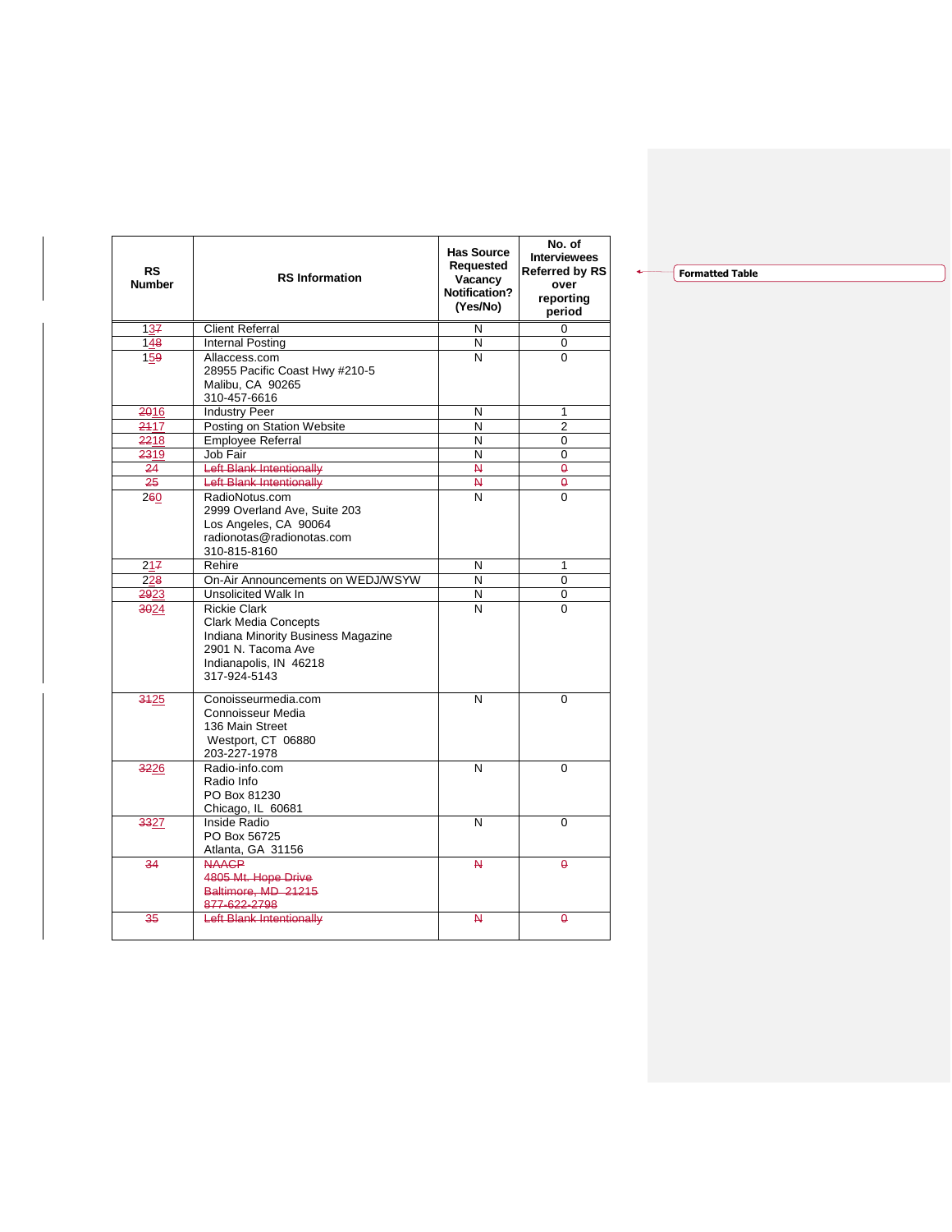| RS Number | RS Information | Has Source Requested Vacancy Notification? (Yes/No) | No. of Interviewees Referred by RS over reporting period |
|---|---|---|---|
| 13~~7~~ | Client Referral | N | 0 |
| 14~~8~~ | Internal Posting | N | 0 |
| 15~~9~~ | Allaccess.com<br>28955 Pacific Coast Hwy #210-5<br>Malibu, CA 90265<br>310-457-6616 | N | 0 |
| ~~20~~16 | Industry Peer | N | 1 |
| ~~21~~17 | Posting on Station Website | N | 2 |
| ~~22~~18 | Employee Referral | N | 0 |
| ~~23~~19 | Job Fair | N | 0 |
| ~~24~~ | ~~Left Blank Intentionally~~ | ~~N~~ | ~~0~~ |
| ~~25~~ | ~~Left Blank Intentionally~~ | ~~N~~ | ~~0~~ |
| 2~~6~~0 | RadioNotus.com<br>2999 Overland Ave, Suite 203<br>Los Angeles, CA 90064<br>radionotas@radionotas.com<br>310-815-8160 | N | 0 |
| 21~~7~~ | Rehire | N | 1 |
| 22~~8~~ | On-Air Announcements on WEDJ/WSYW | N | 0 |
| ~~29~~23 | Unsolicited Walk In | N | 0 |
| ~~30~~24 | Rickie Clark<br>Clark Media Concepts<br>Indiana Minority Business Magazine<br>2901 N. Tacoma Ave<br>Indianapolis, IN 46218<br>317-924-5143 | N | 0 |
| ~~31~~25 | Conoisseurmedia.com<br>Connoisseur Media<br>136 Main Street<br>Westport, CT 06880<br>203-227-1978 | N | 0 |
| ~~32~~26 | Radio-info.com<br>Radio Info<br>PO Box 81230<br>Chicago, IL 60681 | N | 0 |
| ~~33~~27 | Inside Radio<br>PO Box 56725<br>Atlanta, GA 31156 | N | 0 |
| ~~34~~ | ~~NAACP~~<br>~~4805 Mt. Hope Drive~~<br>~~Baltimore, MD 21215~~<br>~~877-622-2798~~ | ~~N~~ | ~~0~~ |
| ~~35~~ | ~~Left Blank Intentionally~~ | ~~N~~ | ~~0~~ |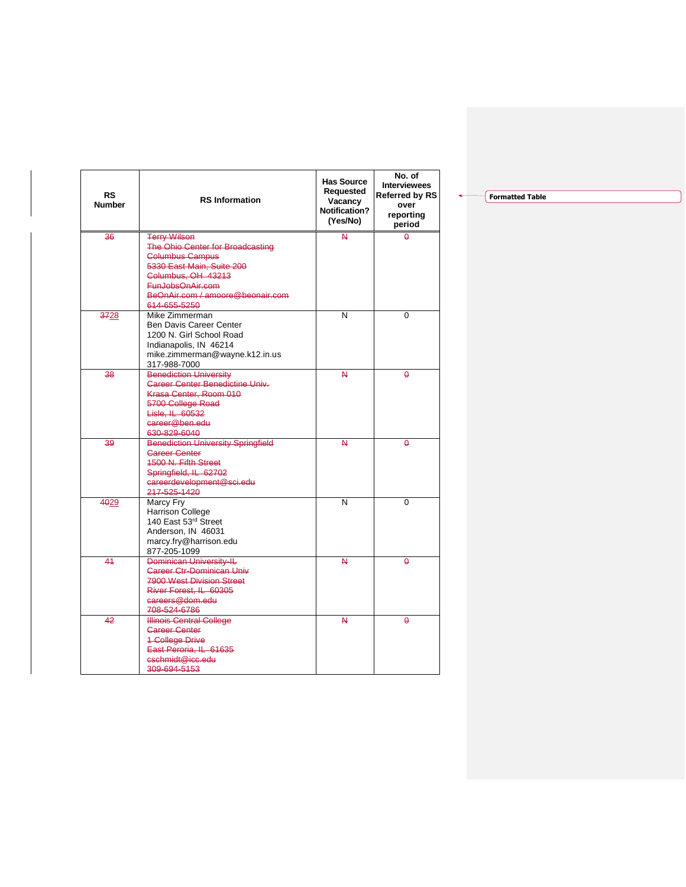| RS Number | RS Information | Has Source Requested Vacancy Notification? (Yes/No) | No. of Interviewees Referred by RS over reporting period |
|---|---|---|---|
| ~~36~~ | ~~Terry Wilson~~<br>~~The Ohio Center for Broadcasting~~<br>~~Columbus Campus~~<br>~~5330 East Main, Suite 200~~<br>~~Columbus, OH 43213~~<br>~~FunJobsOnAir.com~~<br>~~BeOnAir.com / amoore@beonair.com~~<br>~~614-655-5250~~ | ~~N~~ | ~~0~~ |
| ~~37~~28 | Mike Zimmerman<br>Ben Davis Career Center<br>1200 N. Girl School Road<br>Indianapolis, IN 46214<br>mike.zimmerman@wayne.k12.in.us<br>317-988-7000 | N | 0 |
| ~~38~~ | ~~Benediction University~~<br>~~Career Center Benedictine Univ.~~<br>~~Krasa Center, Room 010~~<br>~~5700 College Road~~<br>~~Lisle, IL 60532~~<br>~~career@ben.edu~~<br>~~630-829-6040~~ | ~~N~~ | ~~0~~ |
| ~~39~~ | ~~Benediction University Springfield~~<br>~~Career Center~~<br>~~1500 N. Fifth Street~~<br>~~Springfield, IL 62702~~<br>~~careerdevelopment@sci.edu~~<br>~~217-525-1420~~ | ~~N~~ | ~~0~~ |
| ~~40~~29 | Marcy Fry<br>Harrison College<br>140 East 53rd Street<br>Anderson, IN 46031<br>marcy.fry@harrison.edu<br>877-205-1099 | N | 0 |
| ~~41~~ | ~~Dominican University-IL~~<br>~~Career Ctr-Dominican Univ~~<br>~~7900 West Division Street~~<br>~~River Forest, IL 60305~~<br>~~careers@dom.edu~~<br>~~708-524-6786~~ | ~~N~~ | ~~0~~ |
| ~~42~~ | ~~Illinois Central College~~<br>~~Career Center~~<br>~~1 College Drive~~<br>~~East Peroria, IL 61635~~<br>~~eschmidt@icc.edu~~<br>~~309-694-5153~~ | ~~N~~ | ~~0~~ |

Formatted Table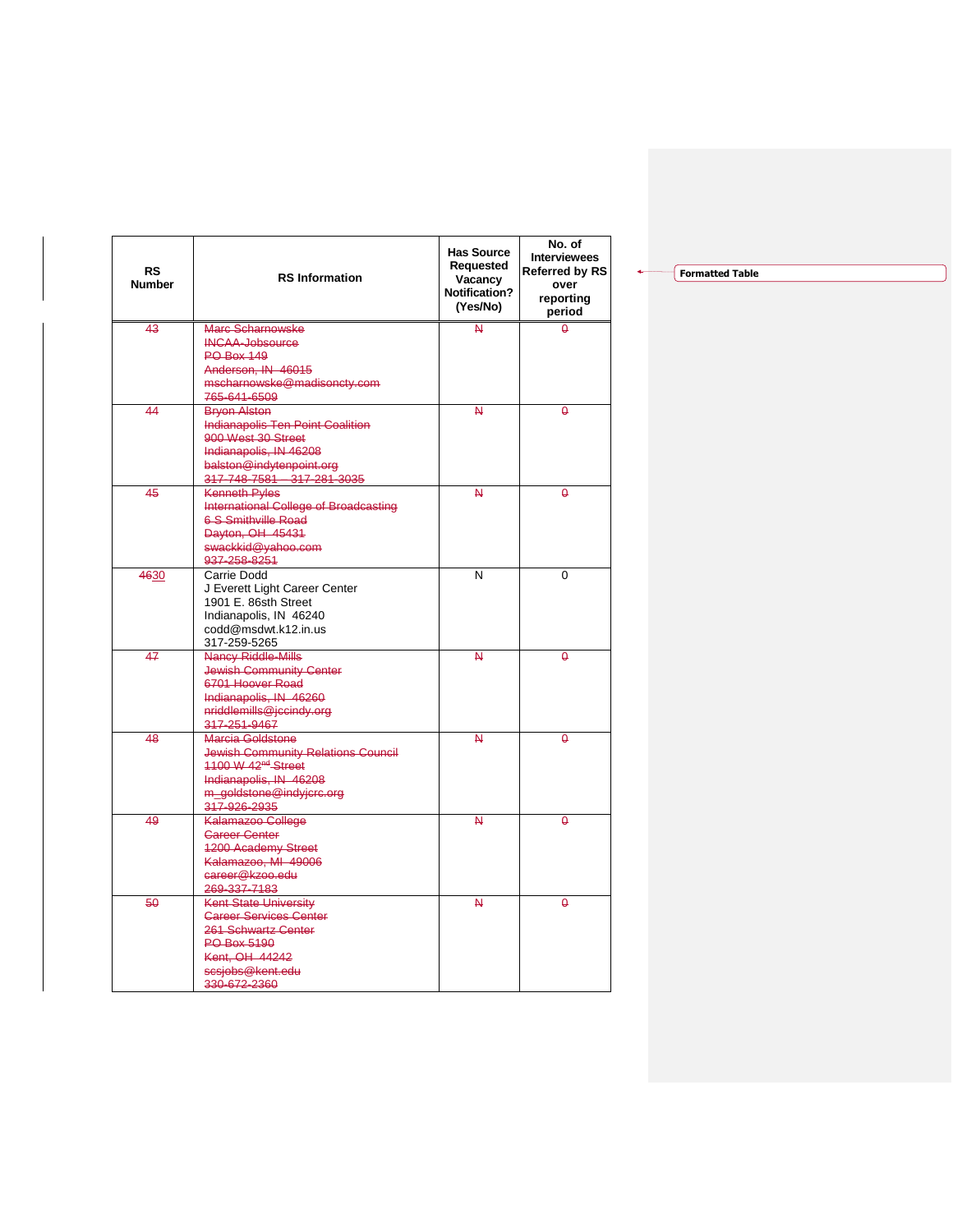| RS Number | RS Information | Has Source Requested Vacancy Notification? (Yes/No) | No. of Interviewees Referred by RS over reporting period |
|---|---|---|---|
| ~~43~~ | ~~Marc Scharnowske~~<br>~~INCAA-Jobsource~~<br>~~PO Box 149~~<br>~~Anderson, IN 46015~~<br>~~mscharnowske@madisoncty.com~~<br>~~765-641-6509~~ | ~~N~~ | ~~0~~ |
| ~~44~~ | ~~Bryon Alston~~<br>~~Indianapolis Ten Point Coalition~~<br>~~900 West 30 Street~~<br>~~Indianapolis, IN 46208~~<br>~~balston@indytenpoint.org~~<br>~~317-748-7581 – 317-281-3035~~ | ~~N~~ | ~~0~~ |
| ~~45~~ | ~~Kenneth Pyles~~<br>~~International College of Broadcasting~~<br>~~6 S Smithville Road~~<br>~~Dayton, OH 45431~~<br>~~swackkid@yahoo.com~~<br>~~937-258-8251~~ | ~~N~~ | ~~0~~ |
| ~~46~~30 | Carrie Dodd<br>J Everett Light Career Center<br>1901 E. 86th Street<br>Indianapolis, IN 46240<br>codd@msdwt.k12.in.us<br>317-259-5265 | N | 0 |
| ~~47~~ | ~~Nancy Riddle-Mills~~<br>~~Jewish Community Center~~<br>~~6701 Hoover Road~~<br>~~Indianapolis, IN 46260~~<br>~~nriddlemills@jccindy.org~~<br>~~317-251-9467~~ | ~~N~~ | ~~0~~ |
| ~~48~~ | ~~Marcia Goldstone~~<br>~~Jewish Community Relations Council~~<br>~~1100 W 42nd Street~~<br>~~Indianapolis, IN 46208~~<br>~~m_goldstone@indyjcrc.org~~<br>~~317-926-2935~~ | ~~N~~ | ~~0~~ |
| ~~49~~ | ~~Kalamazoo College~~<br>~~Career Center~~<br>~~1200 Academy Street~~<br>~~Kalamazoo, MI 49006~~<br>~~career@kzoo.edu~~<br>~~269-337-7183~~ | ~~N~~ | ~~0~~ |
| ~~50~~ | ~~Kent State University~~<br>~~Career Services Center~~<br>~~261 Schwartz Center~~<br>~~PO Box 5190~~<br>~~Kent, OH 44242~~<br>~~scsjobs@kent.edu~~<br>~~330-672-2360~~ | ~~N~~ | ~~0~~ |

Formatted Table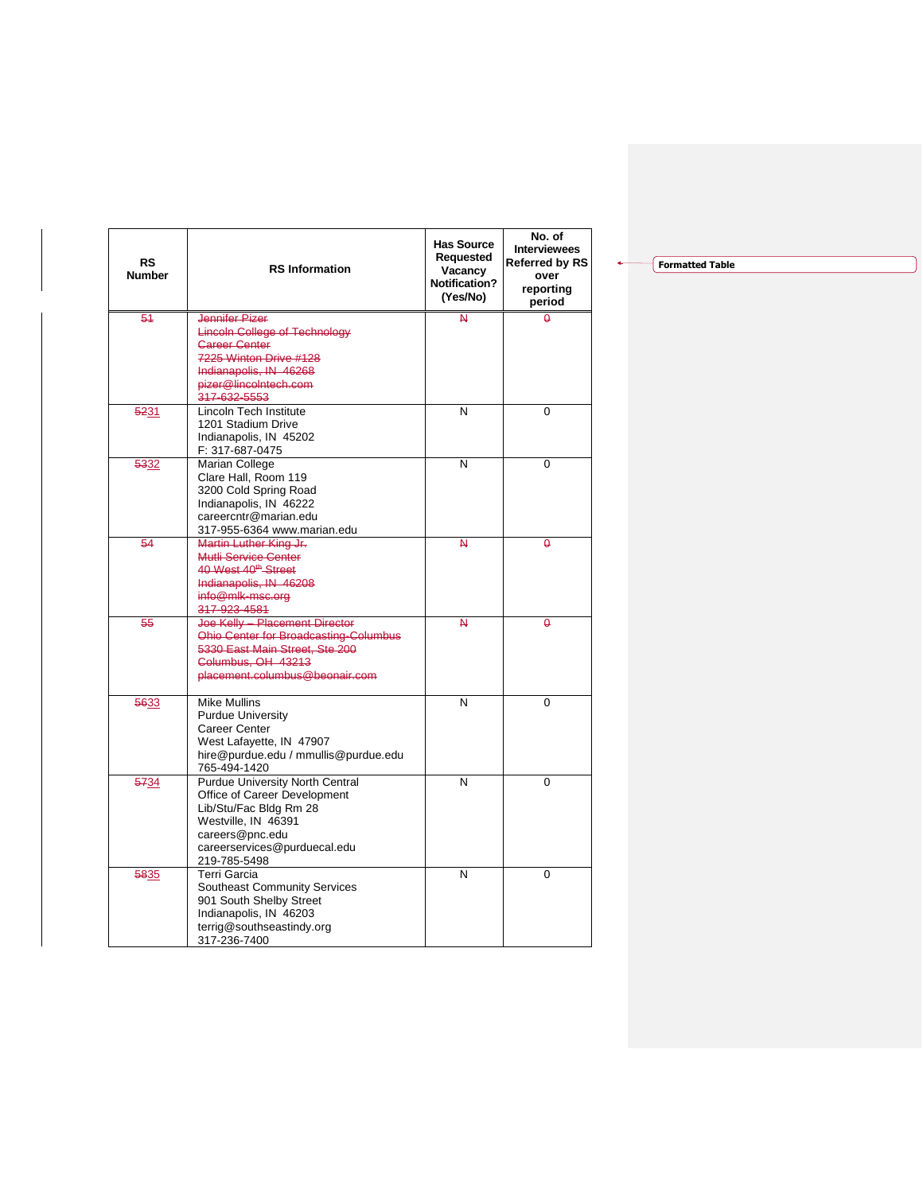| RS Number | RS Information | Has Source Requested Vacancy Notification? (Yes/No) | No. of Interviewees Referred by RS over reporting period |
|---|---|---|---|
| ~~51~~ | ~~Jennifer Pizer~~<br>~~Lincoln College of Technology~~<br>~~Career Center~~<br>~~7225 Winton Drive #128~~<br>~~Indianapolis, IN 46268~~<br>~~pizer@lincolntech.com~~<br>~~317-632-5553~~ | ~~N~~ | ~~0~~ |
| ~~52~~31 | Lincoln Tech Institute<br>1201 Stadium Drive<br>Indianapolis, IN 45202<br>F: 317-687-0475 | N | 0 |
| ~~53~~32 | Marian College<br>Clare Hall, Room 119<br>3200 Cold Spring Road<br>Indianapolis, IN 46222<br>careercntr@marian.edu<br>317-955-6364 www.marian.edu | N | 0 |
| ~~54~~ | ~~Martin Luther King Jr.~~<br>~~Mutli Service Center~~<br>~~40 West 40th Street~~<br>~~Indianapolis, IN 46208~~<br>~~info@mlk-msc.org~~<br>~~317-923-4581~~ | ~~N~~ | ~~0~~ |
| ~~55~~ | ~~Joe Kelly – Placement Director~~<br>~~Ohio Center for Broadcasting-Columbus~~<br>~~5330 East Main Street, Ste 200~~<br>~~Columbus, OH 43213~~<br>~~placement.columbus@beonair.com~~ | ~~N~~ | ~~0~~ |
| ~~56~~33 | Mike Mullins<br>Purdue University<br>Career Center<br>West Lafayette, IN 47907<br>hire@purdue.edu / mmullis@purdue.edu<br>765-494-1420 | N | 0 |
| ~~57~~34 | Purdue University North Central<br>Office of Career Development<br>Lib/Stu/Fac Bldg Rm 28<br>Westville, IN 46391<br>careers@pnc.edu<br>careerservices@purduecal.edu<br>219-785-5498 | N | 0 |
| ~~58~~35 | Terri Garcia<br>Southeast Community Services<br>901 South Shelby Street<br>Indianapolis, IN 46203<br>terrig@southseastindy.org<br>317-236-7400 | N | 0 |

Formatted Table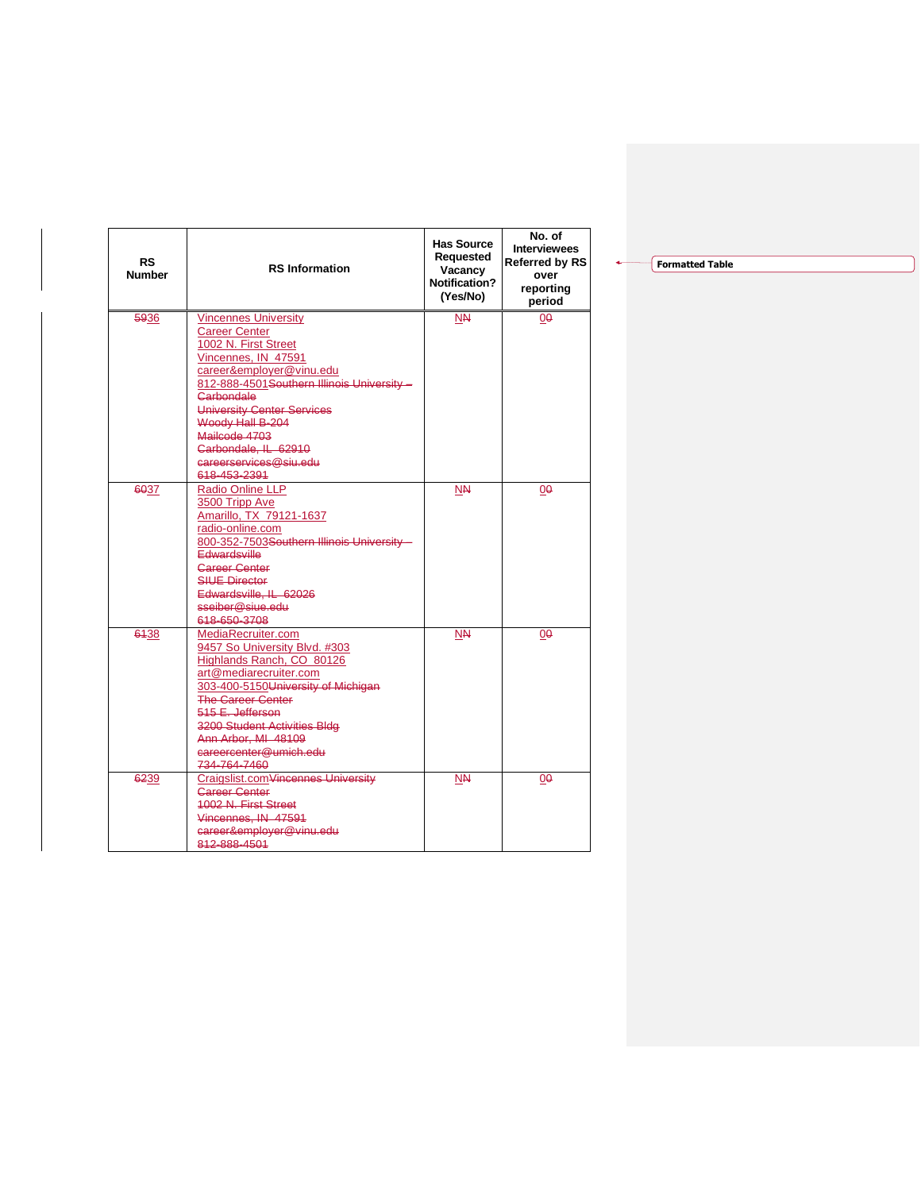| RS Number | RS Information | Has Source Requested Vacancy Notification? (Yes/No) | No. of Interviewees Referred by RS over reporting period |
|---|---|---|---|
| ~~59~~36 | Vincennes University<br>Career Center<br>1002 N. First Street<br>Vincennes, IN 47591<br>career&employer@vinu.edu<br>812-888-4501~~Southern Illinois University – Carbondale~~<br>~~University Center Services~~<br>~~Woody Hall B-204~~<br>~~Mailcode 4703~~<br>~~Carbondale, IL 62910~~<br>~~careerservices@siu.edu~~<br>~~618-453-2391~~ | N~~N~~ | 0~~0~~ |
| ~~60~~37 | Radio Online LLP<br>3500 Tripp Ave<br>Amarillo, TX 79121-1637<br>radio-online.com<br>800-352-7503~~Southern Illinois University – Edwardsville~~<br>~~Career Center~~<br>~~SIUE Director~~<br>~~Edwardsville, IL 62026~~<br>~~sseiber@siue.edu~~<br>~~618-650-3708~~ | N~~N~~ | 0~~0~~ |
| ~~61~~38 | MediaRecruiter.com<br>9457 So University Blvd. #303<br>Highlands Ranch, CO 80126<br>art@mediarecruiter.com<br>303-400-5150~~University of Michigan~~<br>~~The Career Center~~<br>~~515 E. Jefferson~~<br>~~3200 Student Activities Bldg~~<br>~~Ann Arbor, MI 48109~~<br>~~careercenter@umich.edu~~<br>~~734-764-7460~~ | N~~N~~ | 0~~0~~ |
| ~~62~~39 | Craigslist.com~~Vincennes University~~<br>~~Career Center~~<br>~~1002 N. First Street~~<br>~~Vincennes, IN 47591~~<br>~~career&employer@vinu.edu~~<br>~~812-888-4501~~ | N~~N~~ | 0~~0~~ |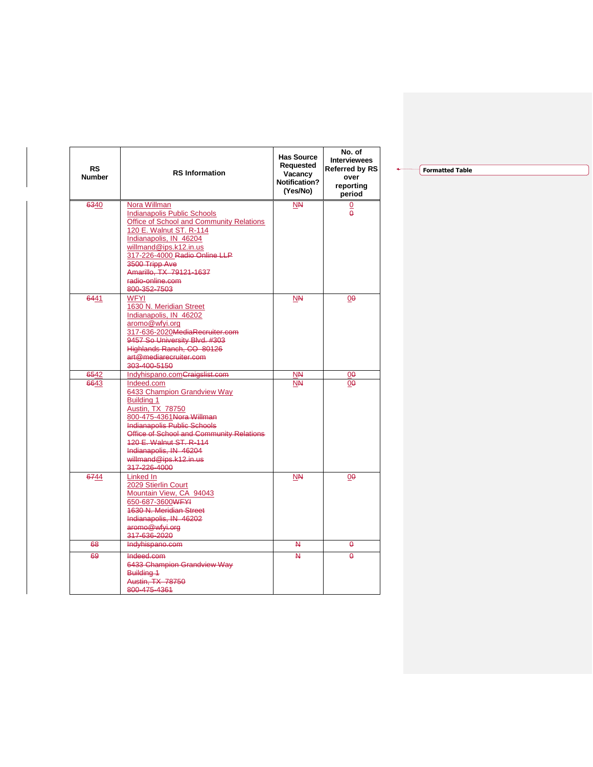| RS Number | RS Information | Has Source Requested Vacancy Notification? (Yes/No) | No. of Interviewees Referred by RS over reporting period |
|---|---|---|---|
| ~~63~~40 | Nora Willman<br>Indianapolis Public Schools<br>Office of School and Community Relations<br>120 E. Walnut ST. R-114<br>Indianapolis, IN 46204<br>willmand@ips.k12.in.us<br>317-226-4000 ~~Radio Online LLP~~<br>~~3500 Tripp Ave~~<br>~~Amarillo, TX 79121-1637~~<br>~~radio-online.com~~<br>~~800-352-7503~~ | N~~N~~ | 0<br>~~0~~ |
| ~~64~~41 | WFYI<br>1630 N. Meridian Street<br>Indianapolis, IN 46202<br>aromo@wfyi.org<br>317-636-2020~~MediaRecruiter.com~~<br>~~9457 So University Blvd. #303~~<br>~~Highlands Ranch, CO 80126~~<br>~~art@mediarecruiter.com~~<br>~~303-400-5150~~ | N~~N~~ | 0~~0~~ |
| ~~65~~42 | Indyhispano.com~~Craigslist.com~~ | N~~N~~ | 0~~0~~ |
| ~~66~~43 | Indeed.com<br>6433 Champion Grandview Way<br>Building 1<br>Austin, TX 78750<br>800-475-4361~~Nora Willman~~<br>~~Indianapolis Public Schools~~<br>~~Office of School and Community Relations~~<br>~~120 E. Walnut ST. R-114~~<br>~~Indianapolis, IN 46204~~<br>~~willmand@ips.k12.in.us~~<br>~~317-226-4000~~ | N~~N~~ | 0~~0~~ |
| ~~67~~44 | Linked In<br>2029 Stierlin Court<br>Mountain View, CA 94043<br>650-687-3600~~WFYI~~<br>~~1630 N. Meridian Street~~<br>~~Indianapolis, IN 46202~~<br>~~aromo@wfyi.org~~<br>~~317-636-2020~~ | N~~N~~ | 0~~0~~ |
| ~~68~~ | ~~Indyhispano.com~~ | ~~N~~ | ~~0~~ |
| ~~69~~ | ~~Indeed.com~~<br>~~6433 Champion Grandview Way~~<br>~~Building 1~~<br>~~Austin, TX 78750~~<br>~~800-475-4361~~ | ~~N~~ | ~~0~~ |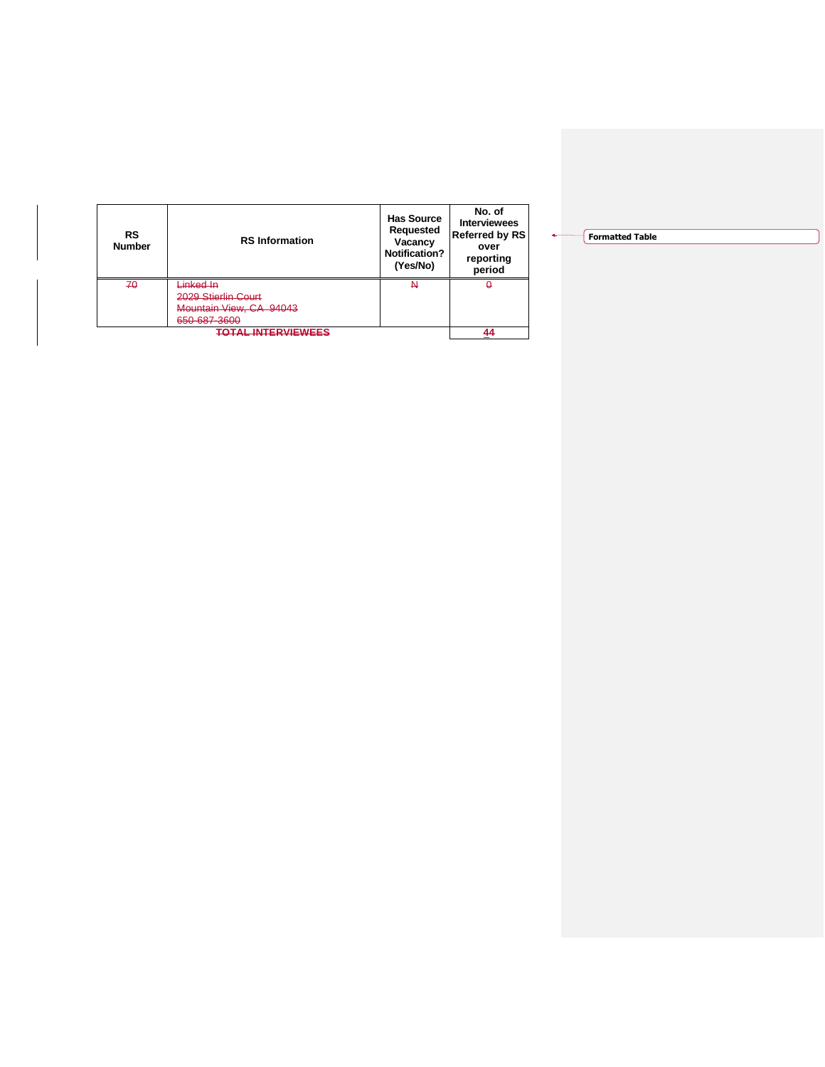| RS Number | RS Information | Has Source Requested Vacancy Notification? (Yes/No) | No. of Interviewees Referred by RS over reporting period |
|---|---|---|---|
| ~~70~~ | ~~Linked In~~<br>~~2029 Stierlin Court~~<br>~~Mountain View, CA 94043~~<br>~~650-687-3600~~ | ~~N~~ | ~~0~~ |
| ~~TOTAL INTERVIEWEES~~ | | | 44 |

Formatted Table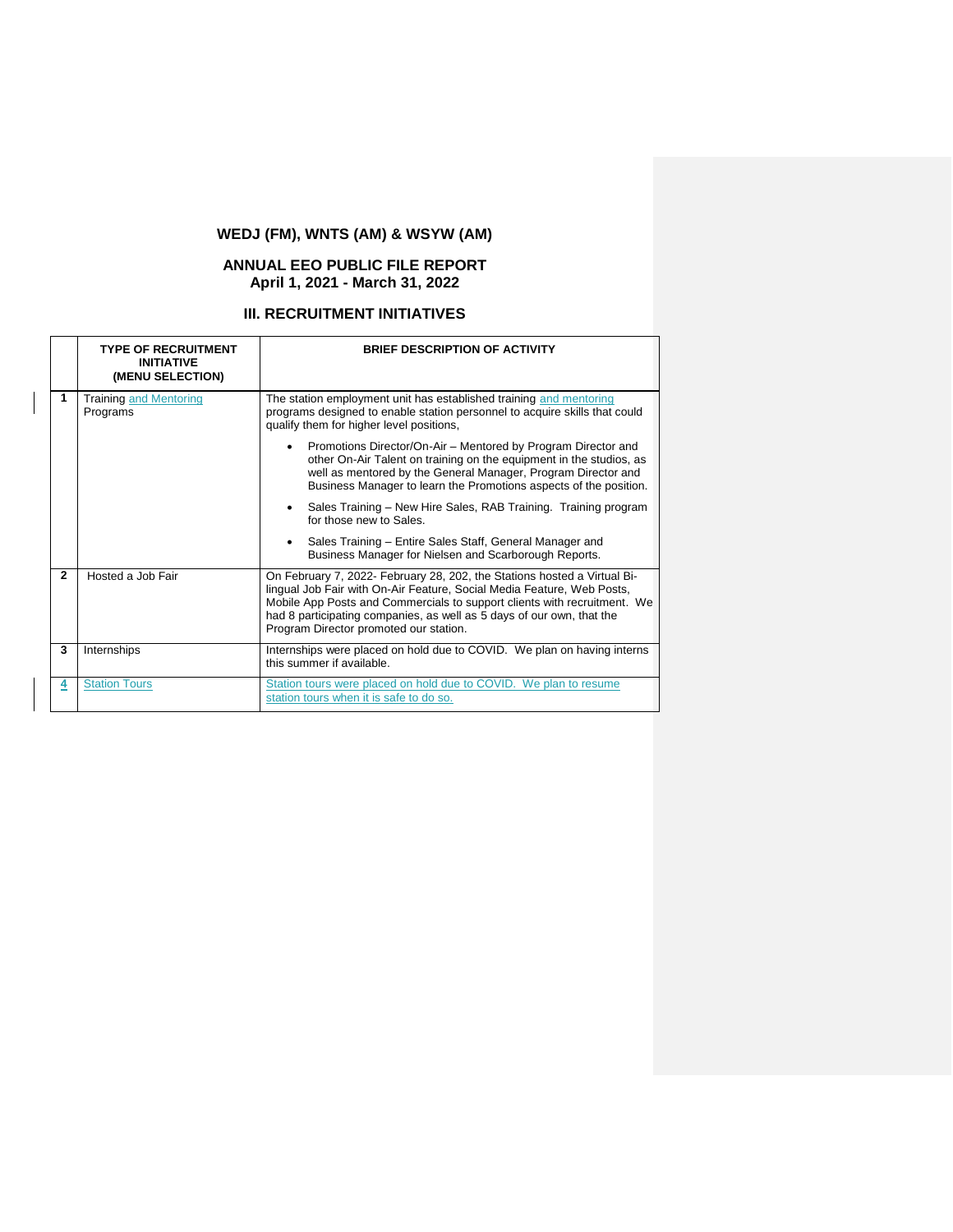**WEDJ (FM), WNTS (AM) & WSYW (AM)**

**ANNUAL EEO PUBLIC FILE REPORT**
**April 1, 2021 - March 31, 2022**

## III. RECRUITMENT INITIATIVES

| | TYPE OF RECRUITMENT INITIATIVE (MENU SELECTION) | BRIEF DESCRIPTION OF ACTIVITY |
|---|---|---|
| 1 | Training and Mentoring Programs | The station employment unit has established training and mentoring programs designed to enable station personnel to acquire skills that could qualify them for higher level positions,<br>• Promotions Director/On-Air – Mentored by Program Director and other On-Air Talent on training on the equipment in the studios, as well as mentored by the General Manager, Program Director and Business Manager to learn the Promotions aspects of the position.<br>• Sales Training – New Hire Sales, RAB Training. Training program for those new to Sales.<br>• Sales Training – Entire Sales Staff, General Manager and Business Manager for Nielsen and Scarborough Reports. |
| 2 | Hosted a Job Fair | On February 7, 2022- February 28, 202, the Stations hosted a Virtual Bi-lingual Job Fair with On-Air Feature, Social Media Feature, Web Posts, Mobile App Posts and Commercials to support clients with recruitment. We had 8 participating companies, as well as 5 days of our own, that the Program Director promoted our station. |
| 3 | Internships | Internships were placed on hold due to COVID. We plan on having interns this summer if available. |
| 4 | Station Tours | Station tours were placed on hold due to COVID. We plan to resume station tours when it is safe to do so. |